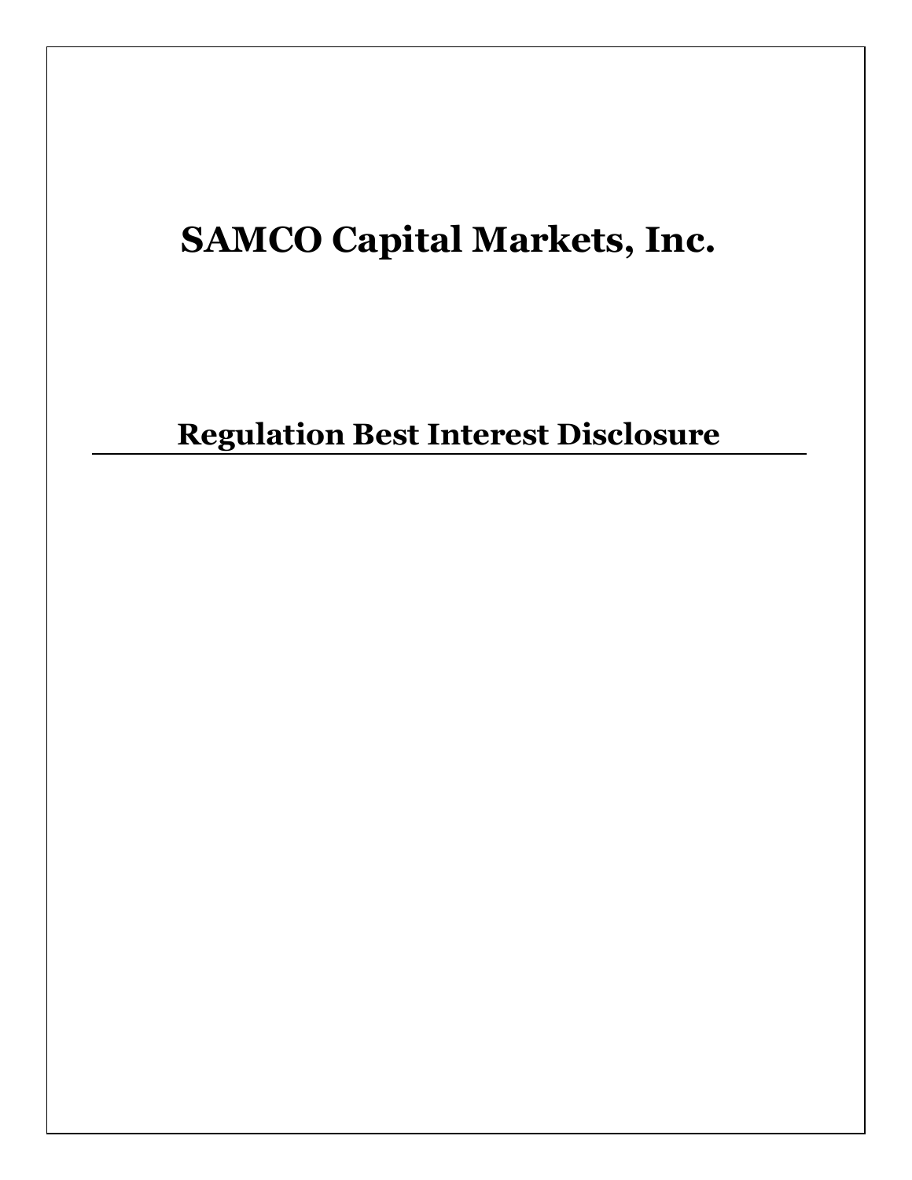# SAMCO Capital Markets, Inc.

## Regulation Best Interest Disclosure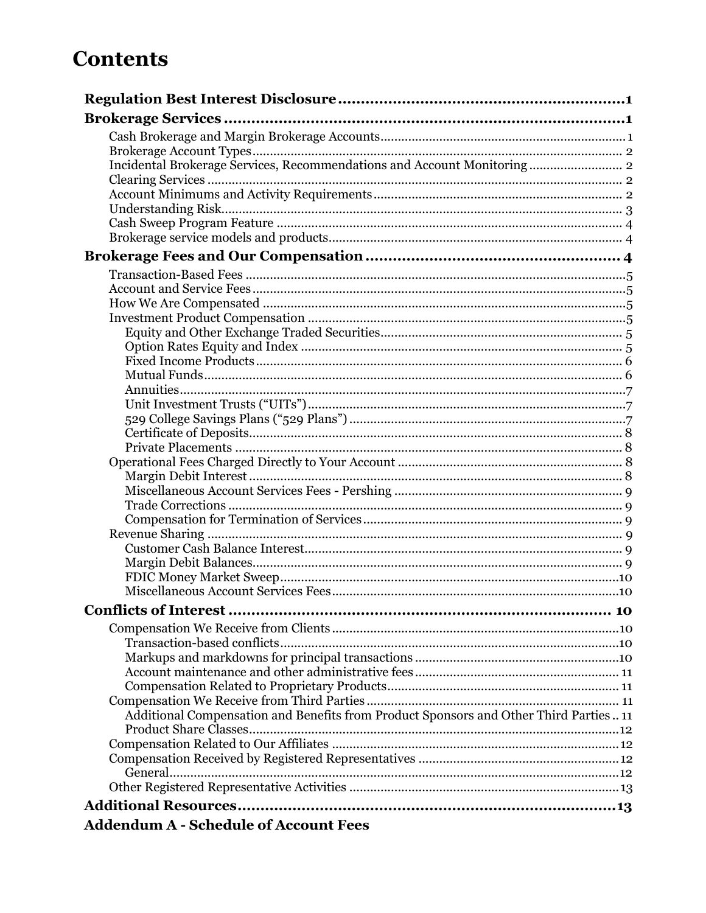# Contents

- **Regulation Best Interest Disclosure** ... 1
- **Brokerage Services** ... 1
  - Cash Brokerage and Margin Brokerage Accounts ... 1
  - Brokerage Account Types ... 2
  - Incidental Brokerage Services, Recommendations and Account Monitoring ... 2
  - Clearing Services ... 2
  - Account Minimums and Activity Requirements ... 2
  - Understanding Risk ... 3
  - Cash Sweep Program Feature ... 4
  - Brokerage service models and products ... 4
- **Brokerage Fees and Our Compensation** ... 4
  - Transaction-Based Fees ... 5
  - Account and Service Fees ... 5
  - How We Are Compensated ... 5
  - Investment Product Compensation ... 5
    - Equity and Other Exchange Traded Securities ... 5
    - Option Rates Equity and Index ... 5
    - Fixed Income Products ... 6
    - Mutual Funds ... 6
    - Annuities ... 7
    - Unit Investment Trusts ("UITs") ... 7
    - 529 College Savings Plans ("529 Plans") ... 7
    - Certificate of Deposits ... 8
    - Private Placements ... 8
  - Operational Fees Charged Directly to Your Account ... 8
    - Margin Debit Interest ... 8
    - Miscellaneous Account Services Fees - Pershing ... 9
    - Trade Corrections ... 9
    - Compensation for Termination of Services ... 9
  - Revenue Sharing ... 9
    - Customer Cash Balance Interest ... 9
    - Margin Debit Balances ... 9
    - FDIC Money Market Sweep ... 10
    - Miscellaneous Account Services Fees ... 10
- **Conflicts of Interest** ... 10
  - Compensation We Receive from Clients ... 10
    - Transaction-based conflicts ... 10
    - Markups and markdowns for principal transactions ... 10
    - Account maintenance and other administrative fees ... 11
    - Compensation Related to Proprietary Products ... 11
  - Compensation We Receive from Third Parties ... 11
    - Additional Compensation and Benefits from Product Sponsors and Other Third Parties ... 11
    - Product Share Classes ... 12
  - Compensation Related to Our Affiliates ... 12
  - Compensation Received by Registered Representatives ... 12
    - General ... 12
  - Other Registered Representative Activities ... 13
- **Additional Resources** ... 13
- **Addendum A - Schedule of Account Fees**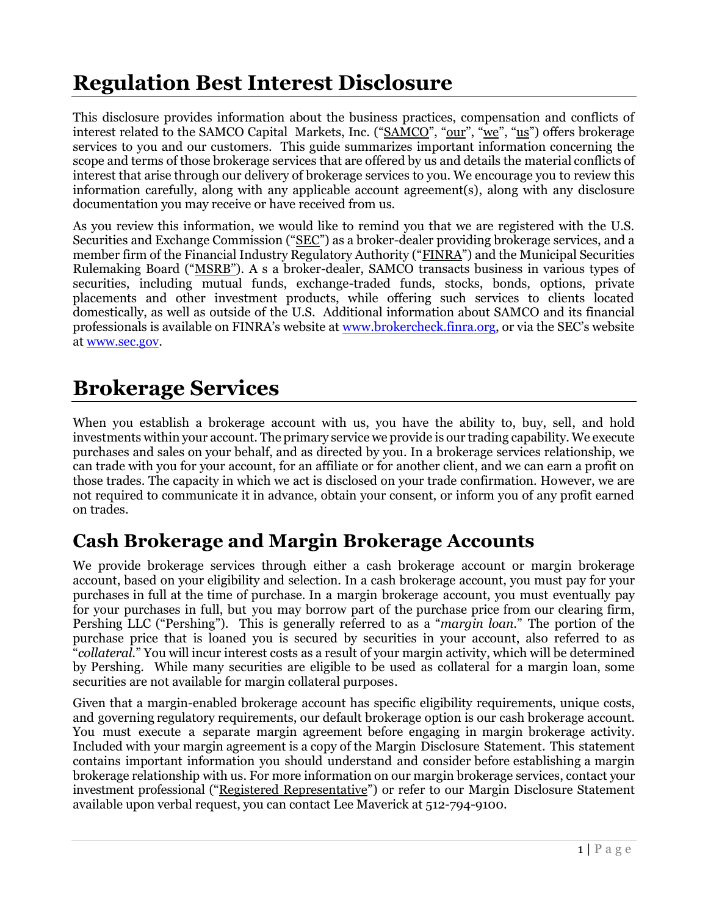# Regulation Best Interest Disclosure

This disclosure provides information about the business practices, compensation and conflicts of interest related to the SAMCO Capital Markets, Inc. ("SAMCO", "our", "we", "us") offers brokerage services to you and our customers. This guide summarizes important information concerning the scope and terms of those brokerage services that are offered by us and details the material conflicts of interest that arise through our delivery of brokerage services to you. We encourage you to review this information carefully, along with any applicable account agreement(s), along with any disclosure documentation you may receive or have received from us.

As you review this information, we would like to remind you that we are registered with the U.S. Securities and Exchange Commission ("SEC") as a broker-dealer providing brokerage services, and a member firm of the Financial Industry Regulatory Authority ("FINRA") and the Municipal Securities Rulemaking Board ("MSRB"). A s a broker-dealer, SAMCO transacts business in various types of securities, including mutual funds, exchange-traded funds, stocks, bonds, options, private placements and other investment products, while offering such services to clients located domestically, as well as outside of the U.S. Additional information about SAMCO and its financial professionals is available on FINRA's website at www.brokercheck.finra.org, or via the SEC's website at www.sec.gov.

# Brokerage Services

When you establish a brokerage account with us, you have the ability to, buy, sell, and hold investments within your account. The primary service we provide is our trading capability. We execute purchases and sales on your behalf, and as directed by you. In a brokerage services relationship, we can trade with you for your account, for an affiliate or for another client, and we can earn a profit on those trades. The capacity in which we act is disclosed on your trade confirmation. However, we are not required to communicate it in advance, obtain your consent, or inform you of any profit earned on trades.

## Cash Brokerage and Margin Brokerage Accounts

We provide brokerage services through either a cash brokerage account or margin brokerage account, based on your eligibility and selection. In a cash brokerage account, you must pay for your purchases in full at the time of purchase. In a margin brokerage account, you must eventually pay for your purchases in full, but you may borrow part of the purchase price from our clearing firm, Pershing LLC ("Pershing"). This is generally referred to as a "*margin loan*." The portion of the purchase price that is loaned you is secured by securities in your account, also referred to as "*collateral*." You will incur interest costs as a result of your margin activity, which will be determined by Pershing. While many securities are eligible to be used as collateral for a margin loan, some securities are not available for margin collateral purposes.

Given that a margin-enabled brokerage account has specific eligibility requirements, unique costs, and governing regulatory requirements, our default brokerage option is our cash brokerage account. You must execute a separate margin agreement before engaging in margin brokerage activity. Included with your margin agreement is a copy of the Margin Disclosure Statement. This statement contains important information you should understand and consider before establishing a margin brokerage relationship with us. For more information on our margin brokerage services, contact your investment professional ("Registered Representative") or refer to our Margin Disclosure Statement available upon verbal request, you can contact Lee Maverick at 512-794-9100.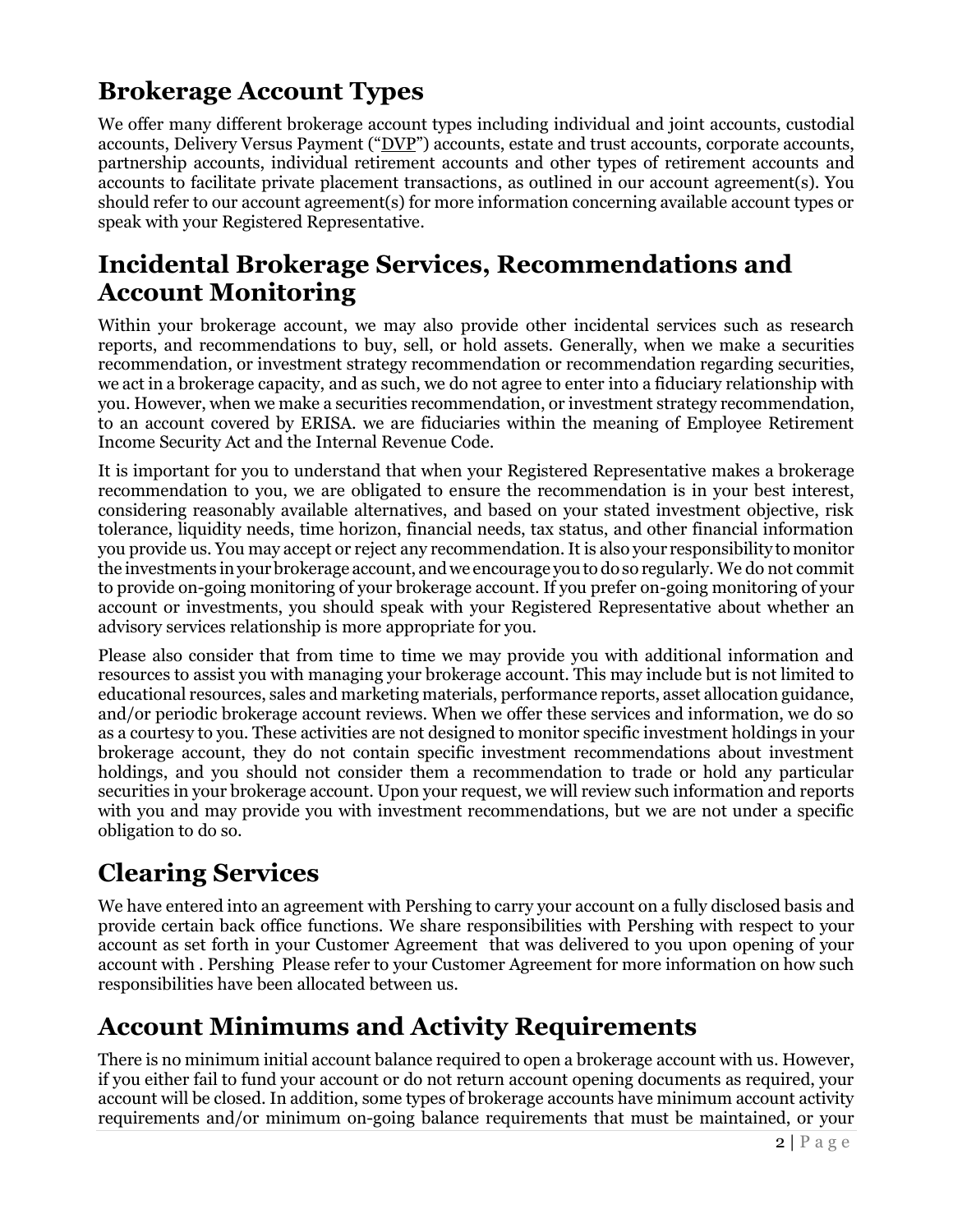## Brokerage Account Types

We offer many different brokerage account types including individual and joint accounts, custodial accounts, Delivery Versus Payment ("DVP") accounts, estate and trust accounts, corporate accounts, partnership accounts, individual retirement accounts and other types of retirement accounts and accounts to facilitate private placement transactions, as outlined in our account agreement(s). You should refer to our account agreement(s) for more information concerning available account types or speak with your Registered Representative.

## Incidental Brokerage Services, Recommendations and Account Monitoring

Within your brokerage account, we may also provide other incidental services such as research reports, and recommendations to buy, sell, or hold assets. Generally, when we make a securities recommendation, or investment strategy recommendation or recommendation regarding securities, we act in a brokerage capacity, and as such, we do not agree to enter into a fiduciary relationship with you. However, when we make a securities recommendation, or investment strategy recommendation, to an account covered by ERISA. we are fiduciaries within the meaning of Employee Retirement Income Security Act and the Internal Revenue Code.

It is important for you to understand that when your Registered Representative makes a brokerage recommendation to you, we are obligated to ensure the recommendation is in your best interest, considering reasonably available alternatives, and based on your stated investment objective, risk tolerance, liquidity needs, time horizon, financial needs, tax status, and other financial information you provide us. You may accept or reject any recommendation. It is also your responsibility to monitor the investments in your brokerage account, and we encourage you to do so regularly. We do not commit to provide on-going monitoring of your brokerage account. If you prefer on-going monitoring of your account or investments, you should speak with your Registered Representative about whether an advisory services relationship is more appropriate for you.

Please also consider that from time to time we may provide you with additional information and resources to assist you with managing your brokerage account. This may include but is not limited to educational resources, sales and marketing materials, performance reports, asset allocation guidance, and/or periodic brokerage account reviews. When we offer these services and information, we do so as a courtesy to you. These activities are not designed to monitor specific investment holdings in your brokerage account, they do not contain specific investment recommendations about investment holdings, and you should not consider them a recommendation to trade or hold any particular securities in your brokerage account. Upon your request, we will review such information and reports with you and may provide you with investment recommendations, but we are not under a specific obligation to do so.

## Clearing Services

We have entered into an agreement with Pershing to carry your account on a fully disclosed basis and provide certain back office functions. We share responsibilities with Pershing with respect to your account as set forth in your Customer Agreement that was delivered to you upon opening of your account with . Pershing Please refer to your Customer Agreement for more information on how such responsibilities have been allocated between us.

## Account Minimums and Activity Requirements

There is no minimum initial account balance required to open a brokerage account with us. However, if you either fail to fund your account or do not return account opening documents as required, your account will be closed. In addition, some types of brokerage accounts have minimum account activity requirements and/or minimum on-going balance requirements that must be maintained, or your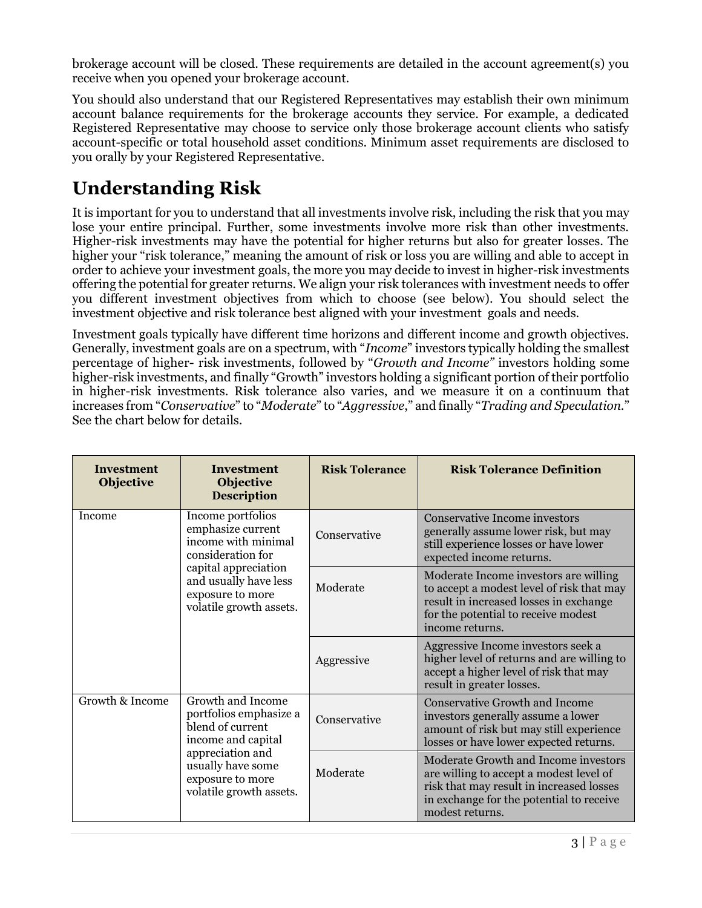brokerage account will be closed. These requirements are detailed in the account agreement(s) you receive when you opened your brokerage account.

You should also understand that our Registered Representatives may establish their own minimum account balance requirements for the brokerage accounts they service. For example, a dedicated Registered Representative may choose to service only those brokerage account clients who satisfy account-specific or total household asset conditions. Minimum asset requirements are disclosed to you orally by your Registered Representative.

# Understanding Risk

It is important for you to understand that all investments involve risk, including the risk that you may lose your entire principal. Further, some investments involve more risk than other investments. Higher-risk investments may have the potential for higher returns but also for greater losses. The higher your "risk tolerance," meaning the amount of risk or loss you are willing and able to accept in order to achieve your investment goals, the more you may decide to invest in higher-risk investments offering the potential for greater returns. We align your risk tolerances with investment needs to offer you different investment objectives from which to choose (see below). You should select the investment objective and risk tolerance best aligned with your investment goals and needs.

Investment goals typically have different time horizons and different income and growth objectives. Generally, investment goals are on a spectrum, with "*Income*" investors typically holding the smallest percentage of higher- risk investments, followed by "*Growth and Income"* investors holding some higher-risk investments, and finally "Growth" investors holding a significant portion of their portfolio in higher-risk investments. Risk tolerance also varies, and we measure it on a continuum that increases from "*Conservative*" to "*Moderate*" to "*Aggressive*," and finally "*Trading and Speculation.*" See the chart below for details.

| Investment Objective | Investment Objective Description | Risk Tolerance | Risk Tolerance Definition |
|---|---|---|---|
| Income | Income portfolios emphasize current income with minimal consideration for capital appreciation and usually have less exposure to more volatile growth assets. | Conservative | Conservative Income investors generally assume lower risk, but may still experience losses or have lower expected income returns. |
| | | Moderate | Moderate Income investors are willing to accept a modest level of risk that may result in increased losses in exchange for the potential to receive modest income returns. |
| | | Aggressive | Aggressive Income investors seek a higher level of returns and are willing to accept a higher level of risk that may result in greater losses. |
| Growth & Income | Growth and Income portfolios emphasize a blend of current income and capital appreciation and usually have some exposure to more volatile growth assets. | Conservative | Conservative Growth and Income investors generally assume a lower amount of risk but may still experience losses or have lower expected returns. |
| | | Moderate | Moderate Growth and Income investors are willing to accept a modest level of risk that may result in increased losses in exchange for the potential to receive modest returns. |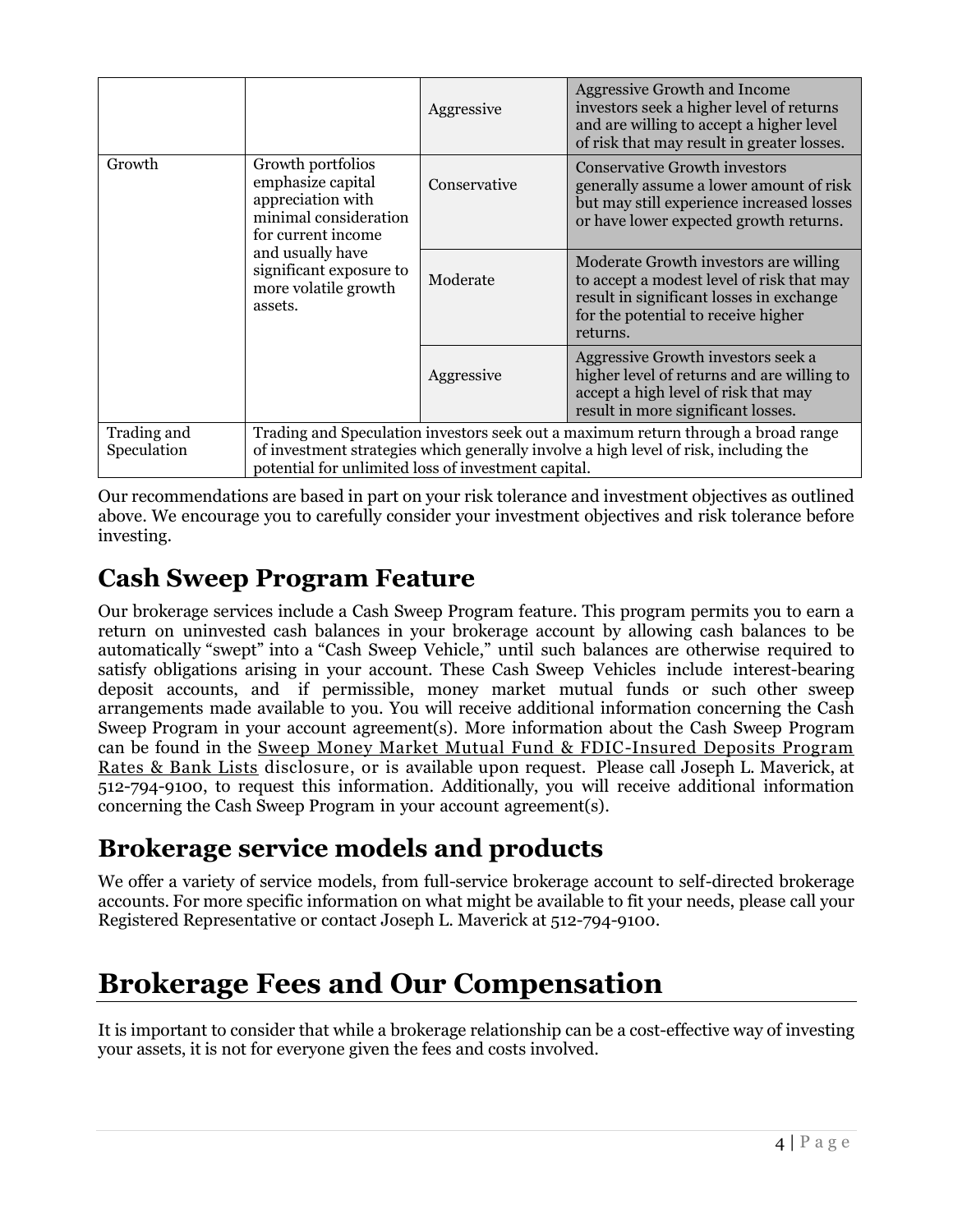| | | | |
|---|---|---|---|
| | | Aggressive | Aggressive Growth and Income investors seek a higher level of returns and are willing to accept a higher level of risk that may result in greater losses. |
| Growth | Growth portfolios emphasize capital appreciation with minimal consideration for current income and usually have significant exposure to more volatile growth assets. | Conservative | Conservative Growth investors generally assume a lower amount of risk but may still experience increased losses or have lower expected growth returns. |
| | | Moderate | Moderate Growth investors are willing to accept a modest level of risk that may result in significant losses in exchange for the potential to receive higher returns. |
| | | Aggressive | Aggressive Growth investors seek a higher level of returns and are willing to accept a high level of risk that may result in more significant losses. |
| Trading and Speculation | Trading and Speculation investors seek out a maximum return through a broad range of investment strategies which generally involve a high level of risk, including the potential for unlimited loss of investment capital. | | |

Our recommendations are based in part on your risk tolerance and investment objectives as outlined above. We encourage you to carefully consider your investment objectives and risk tolerance before investing.

## Cash Sweep Program Feature

Our brokerage services include a Cash Sweep Program feature. This program permits you to earn a return on uninvested cash balances in your brokerage account by allowing cash balances to be automatically "swept" into a "Cash Sweep Vehicle," until such balances are otherwise required to satisfy obligations arising in your account. These Cash Sweep Vehicles include interest-bearing deposit accounts, and if permissible, money market mutual funds or such other sweep arrangements made available to you. You will receive additional information concerning the Cash Sweep Program in your account agreement(s). More information about the Cash Sweep Program can be found in the Sweep Money Market Mutual Fund & FDIC-Insured Deposits Program Rates & Bank Lists disclosure, or is available upon request. Please call Joseph L. Maverick, at 512-794-9100, to request this information. Additionally, you will receive additional information concerning the Cash Sweep Program in your account agreement(s).

## Brokerage service models and products

We offer a variety of service models, from full-service brokerage account to self-directed brokerage accounts. For more specific information on what might be available to fit your needs, please call your Registered Representative or contact Joseph L. Maverick at 512-794-9100.

# Brokerage Fees and Our Compensation

It is important to consider that while a brokerage relationship can be a cost-effective way of investing your assets, it is not for everyone given the fees and costs involved.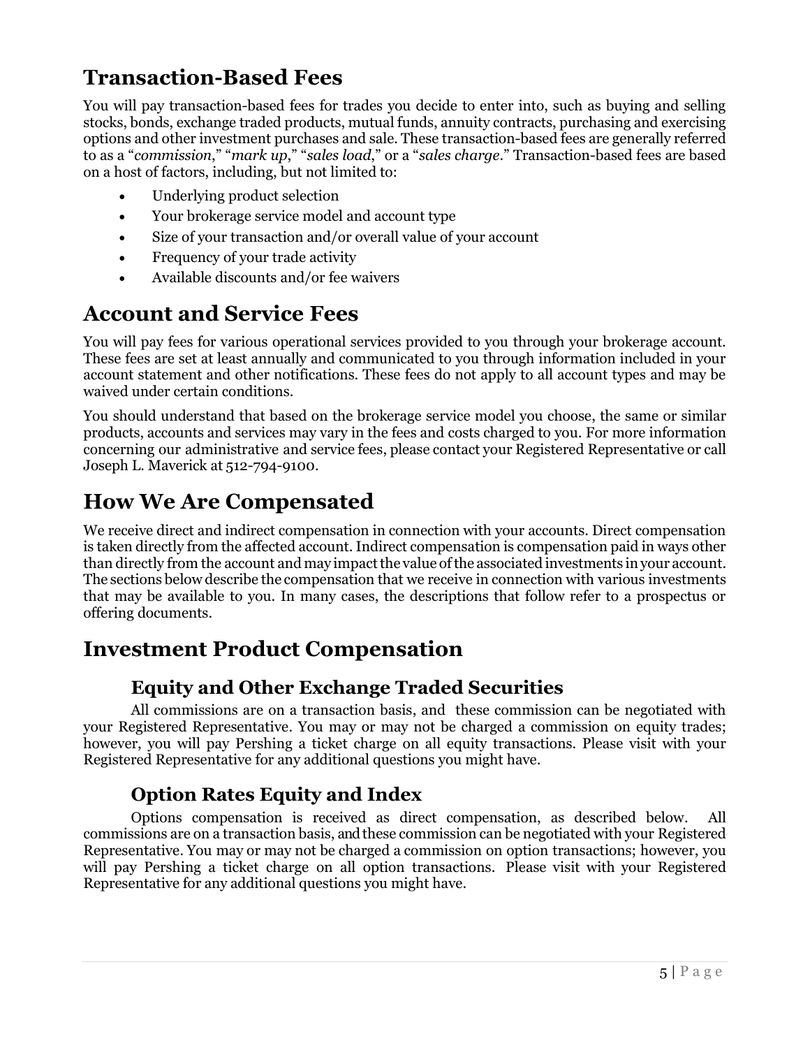## Transaction-Based Fees

You will pay transaction-based fees for trades you decide to enter into, such as buying and selling stocks, bonds, exchange traded products, mutual funds, annuity contracts, purchasing and exercising options and other investment purchases and sale. These transaction-based fees are generally referred to as a "*commission*," "*mark up*," "*sales load*," or a "*sales charge*." Transaction-based fees are based on a host of factors, including, but not limited to:

- Underlying product selection
- Your brokerage service model and account type
- Size of your transaction and/or overall value of your account
- Frequency of your trade activity
- Available discounts and/or fee waivers

## Account and Service Fees

You will pay fees for various operational services provided to you through your brokerage account. These fees are set at least annually and communicated to you through information included in your account statement and other notifications. These fees do not apply to all account types and may be waived under certain conditions.

You should understand that based on the brokerage service model you choose, the same or similar products, accounts and services may vary in the fees and costs charged to you. For more information concerning our administrative and service fees, please contact your Registered Representative or call Joseph L. Maverick at 512-794-9100.

## How We Are Compensated

We receive direct and indirect compensation in connection with your accounts. Direct compensation is taken directly from the affected account. Indirect compensation is compensation paid in ways other than directly from the account and may impact the value of the associated investments in your account. The sections below describe the compensation that we receive in connection with various investments that may be available to you. In many cases, the descriptions that follow refer to a prospectus or offering documents.

## Investment Product Compensation

### Equity and Other Exchange Traded Securities

All commissions are on a transaction basis, and these commission can be negotiated with your Registered Representative. You may or may not be charged a commission on equity trades; however, you will pay Pershing a ticket charge on all equity transactions. Please visit with your Registered Representative for any additional questions you might have.

### Option Rates Equity and Index

Options compensation is received as direct compensation, as described below. All commissions are on a transaction basis, and these commission can be negotiated with your Registered Representative. You may or may not be charged a commission on option transactions; however, you will pay Pershing a ticket charge on all option transactions. Please visit with your Registered Representative for any additional questions you might have.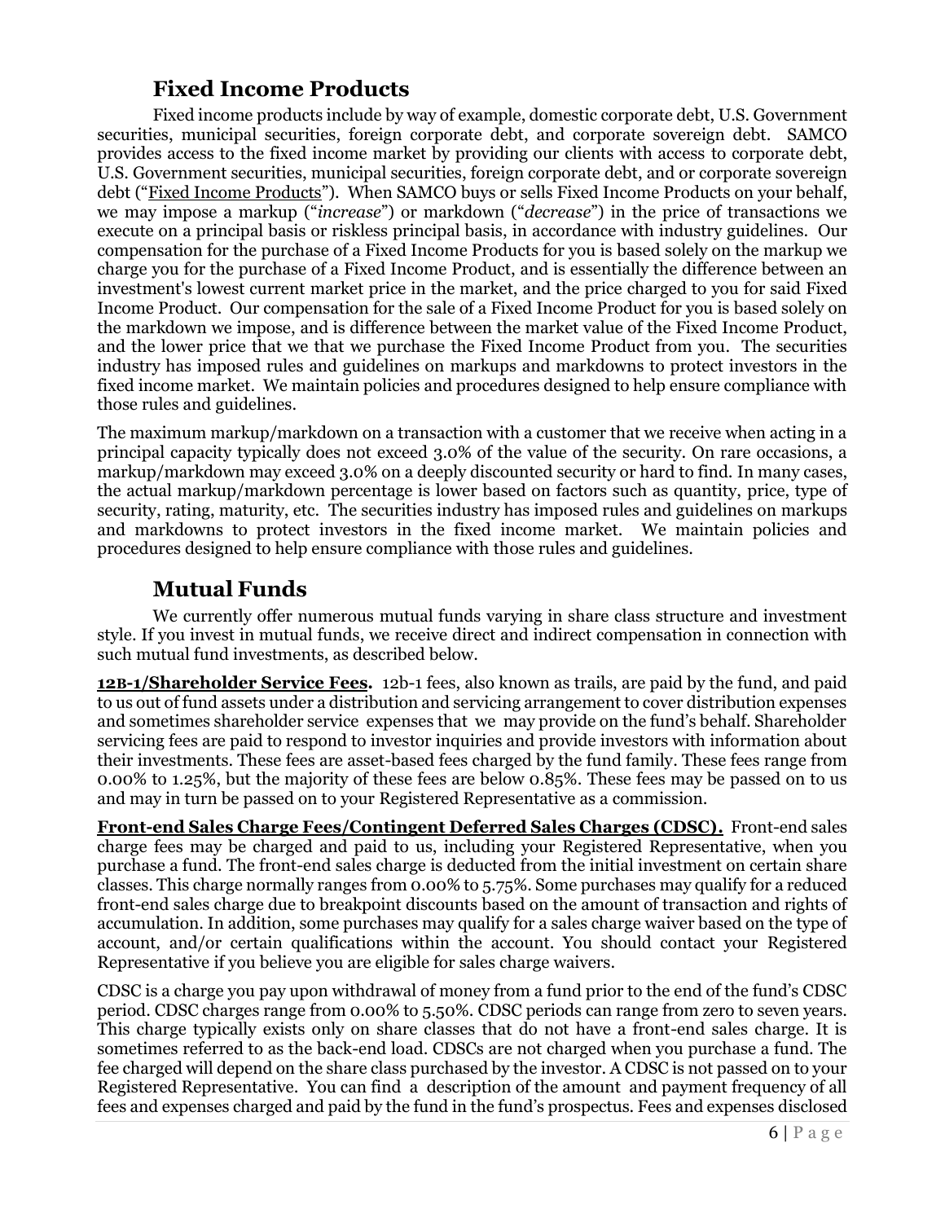## Fixed Income Products

Fixed income products include by way of example, domestic corporate debt, U.S. Government securities, municipal securities, foreign corporate debt, and corporate sovereign debt. SAMCO provides access to the fixed income market by providing our clients with access to corporate debt, U.S. Government securities, municipal securities, foreign corporate debt, and or corporate sovereign debt ("Fixed Income Products"). When SAMCO buys or sells Fixed Income Products on your behalf, we may impose a markup ("*increase*") or markdown ("*decrease*") in the price of transactions we execute on a principal basis or riskless principal basis, in accordance with industry guidelines. Our compensation for the purchase of a Fixed Income Products for you is based solely on the markup we charge you for the purchase of a Fixed Income Product, and is essentially the difference between an investment's lowest current market price in the market, and the price charged to you for said Fixed Income Product. Our compensation for the sale of a Fixed Income Product for you is based solely on the markdown we impose, and is difference between the market value of the Fixed Income Product, and the lower price that we that we purchase the Fixed Income Product from you. The securities industry has imposed rules and guidelines on markups and markdowns to protect investors in the fixed income market. We maintain policies and procedures designed to help ensure compliance with those rules and guidelines.

The maximum markup/markdown on a transaction with a customer that we receive when acting in a principal capacity typically does not exceed 3.0% of the value of the security. On rare occasions, a markup/markdown may exceed 3.0% on a deeply discounted security or hard to find. In many cases, the actual markup/markdown percentage is lower based on factors such as quantity, price, type of security, rating, maturity, etc. The securities industry has imposed rules and guidelines on markups and markdowns to protect investors in the fixed income market. We maintain policies and procedures designed to help ensure compliance with those rules and guidelines.

## Mutual Funds

We currently offer numerous mutual funds varying in share class structure and investment style. If you invest in mutual funds, we receive direct and indirect compensation in connection with such mutual fund investments, as described below.

**12B-1/Shareholder Service Fees.** 12b-1 fees, also known as trails, are paid by the fund, and paid to us out of fund assets under a distribution and servicing arrangement to cover distribution expenses and sometimes shareholder service expenses that we may provide on the fund's behalf. Shareholder servicing fees are paid to respond to investor inquiries and provide investors with information about their investments. These fees are asset-based fees charged by the fund family. These fees range from 0.00% to 1.25%, but the majority of these fees are below 0.85%. These fees may be passed on to us and may in turn be passed on to your Registered Representative as a commission.

**Front-end Sales Charge Fees/Contingent Deferred Sales Charges (CDSC).** Front-end sales charge fees may be charged and paid to us, including your Registered Representative, when you purchase a fund. The front-end sales charge is deducted from the initial investment on certain share classes. This charge normally ranges from 0.00% to 5.75%. Some purchases may qualify for a reduced front-end sales charge due to breakpoint discounts based on the amount of transaction and rights of accumulation. In addition, some purchases may qualify for a sales charge waiver based on the type of account, and/or certain qualifications within the account. You should contact your Registered Representative if you believe you are eligible for sales charge waivers.

CDSC is a charge you pay upon withdrawal of money from a fund prior to the end of the fund's CDSC period. CDSC charges range from 0.00% to 5.50%. CDSC periods can range from zero to seven years. This charge typically exists only on share classes that do not have a front-end sales charge. It is sometimes referred to as the back-end load. CDSCs are not charged when you purchase a fund. The fee charged will depend on the share class purchased by the investor. A CDSC is not passed on to your Registered Representative. You can find a description of the amount and payment frequency of all fees and expenses charged and paid by the fund in the fund's prospectus. Fees and expenses disclosed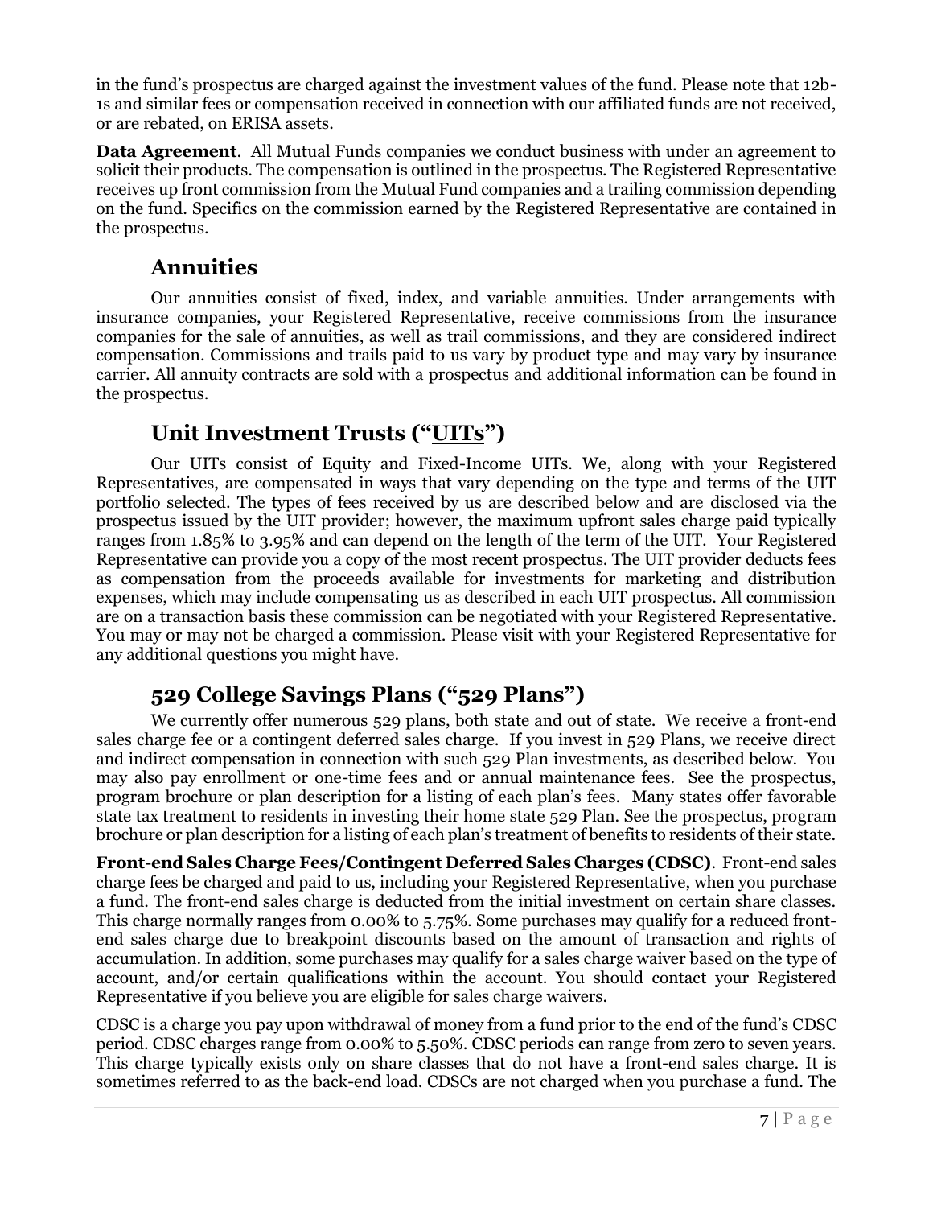in the fund's prospectus are charged against the investment values of the fund. Please note that 12b-1s and similar fees or compensation received in connection with our affiliated funds are not received, or are rebated, on ERISA assets.

**Data Agreement**. All Mutual Funds companies we conduct business with under an agreement to solicit their products. The compensation is outlined in the prospectus. The Registered Representative receives up front commission from the Mutual Fund companies and a trailing commission depending on the fund. Specifics on the commission earned by the Registered Representative are contained in the prospectus.

## Annuities

Our annuities consist of fixed, index, and variable annuities. Under arrangements with insurance companies, your Registered Representative, receive commissions from the insurance companies for the sale of annuities, as well as trail commissions, and they are considered indirect compensation. Commissions and trails paid to us vary by product type and may vary by insurance carrier. All annuity contracts are sold with a prospectus and additional information can be found in the prospectus.

## Unit Investment Trusts ("UITs")

Our UITs consist of Equity and Fixed-Income UITs. We, along with your Registered Representatives, are compensated in ways that vary depending on the type and terms of the UIT portfolio selected. The types of fees received by us are described below and are disclosed via the prospectus issued by the UIT provider; however, the maximum upfront sales charge paid typically ranges from 1.85% to 3.95% and can depend on the length of the term of the UIT. Your Registered Representative can provide you a copy of the most recent prospectus. The UIT provider deducts fees as compensation from the proceeds available for investments for marketing and distribution expenses, which may include compensating us as described in each UIT prospectus. All commission are on a transaction basis these commission can be negotiated with your Registered Representative. You may or may not be charged a commission. Please visit with your Registered Representative for any additional questions you might have.

## 529 College Savings Plans ("529 Plans")

We currently offer numerous 529 plans, both state and out of state. We receive a front-end sales charge fee or a contingent deferred sales charge. If you invest in 529 Plans, we receive direct and indirect compensation in connection with such 529 Plan investments, as described below. You may also pay enrollment or one-time fees and or annual maintenance fees. See the prospectus, program brochure or plan description for a listing of each plan's fees. Many states offer favorable state tax treatment to residents in investing their home state 529 Plan. See the prospectus, program brochure or plan description for a listing of each plan's treatment of benefits to residents of their state.

**Front-end Sales Charge Fees/Contingent Deferred Sales Charges (CDSC)**. Front-end sales charge fees be charged and paid to us, including your Registered Representative, when you purchase a fund. The front-end sales charge is deducted from the initial investment on certain share classes. This charge normally ranges from 0.00% to 5.75%. Some purchases may qualify for a reduced front-end sales charge due to breakpoint discounts based on the amount of transaction and rights of accumulation. In addition, some purchases may qualify for a sales charge waiver based on the type of account, and/or certain qualifications within the account. You should contact your Registered Representative if you believe you are eligible for sales charge waivers.

CDSC is a charge you pay upon withdrawal of money from a fund prior to the end of the fund's CDSC period. CDSC charges range from 0.00% to 5.50%. CDSC periods can range from zero to seven years. This charge typically exists only on share classes that do not have a front-end sales charge. It is sometimes referred to as the back-end load. CDSCs are not charged when you purchase a fund. The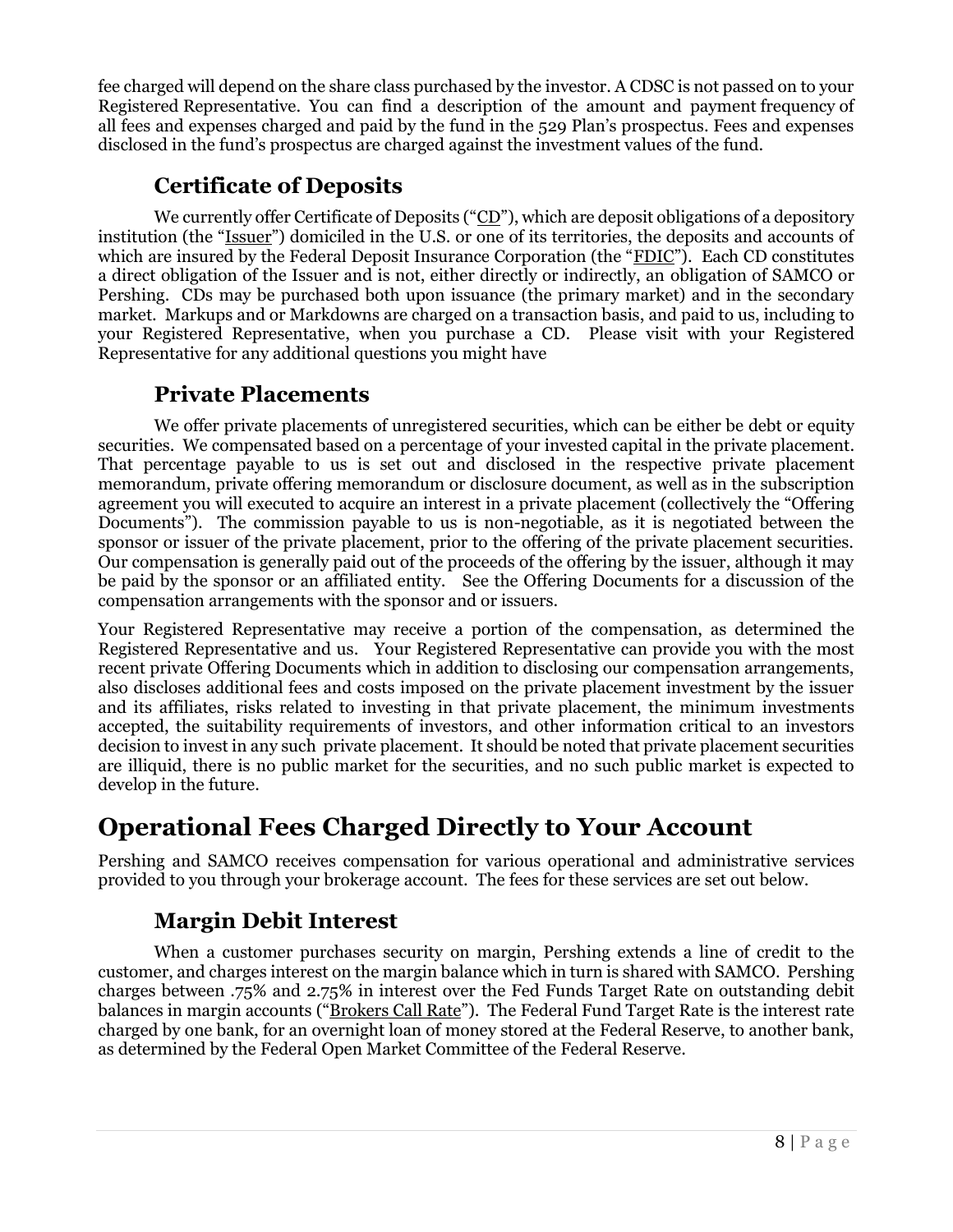fee charged will depend on the share class purchased by the investor. A CDSC is not passed on to your Registered Representative. You can find a description of the amount and payment frequency of all fees and expenses charged and paid by the fund in the 529 Plan's prospectus. Fees and expenses disclosed in the fund's prospectus are charged against the investment values of the fund.

## Certificate of Deposits

We currently offer Certificate of Deposits ("CD"), which are deposit obligations of a depository institution (the "Issuer") domiciled in the U.S. or one of its territories, the deposits and accounts of which are insured by the Federal Deposit Insurance Corporation (the "FDIC"). Each CD constitutes a direct obligation of the Issuer and is not, either directly or indirectly, an obligation of SAMCO or Pershing. CDs may be purchased both upon issuance (the primary market) and in the secondary market. Markups and or Markdowns are charged on a transaction basis, and paid to us, including to your Registered Representative, when you purchase a CD. Please visit with your Registered Representative for any additional questions you might have

## Private Placements

We offer private placements of unregistered securities, which can be either be debt or equity securities. We compensated based on a percentage of your invested capital in the private placement. That percentage payable to us is set out and disclosed in the respective private placement memorandum, private offering memorandum or disclosure document, as well as in the subscription agreement you will executed to acquire an interest in a private placement (collectively the "Offering Documents"). The commission payable to us is non-negotiable, as it is negotiated between the sponsor or issuer of the private placement, prior to the offering of the private placement securities. Our compensation is generally paid out of the proceeds of the offering by the issuer, although it may be paid by the sponsor or an affiliated entity. See the Offering Documents for a discussion of the compensation arrangements with the sponsor and or issuers.

Your Registered Representative may receive a portion of the compensation, as determined the Registered Representative and us. Your Registered Representative can provide you with the most recent private Offering Documents which in addition to disclosing our compensation arrangements, also discloses additional fees and costs imposed on the private placement investment by the issuer and its affiliates, risks related to investing in that private placement, the minimum investments accepted, the suitability requirements of investors, and other information critical to an investors decision to invest in any such private placement. It should be noted that private placement securities are illiquid, there is no public market for the securities, and no such public market is expected to develop in the future.

# Operational Fees Charged Directly to Your Account

Pershing and SAMCO receives compensation for various operational and administrative services provided to you through your brokerage account. The fees for these services are set out below.

## Margin Debit Interest

When a customer purchases security on margin, Pershing extends a line of credit to the customer, and charges interest on the margin balance which in turn is shared with SAMCO. Pershing charges between .75% and 2.75% in interest over the Fed Funds Target Rate on outstanding debit balances in margin accounts ("Brokers Call Rate"). The Federal Fund Target Rate is the interest rate charged by one bank, for an overnight loan of money stored at the Federal Reserve, to another bank, as determined by the Federal Open Market Committee of the Federal Reserve.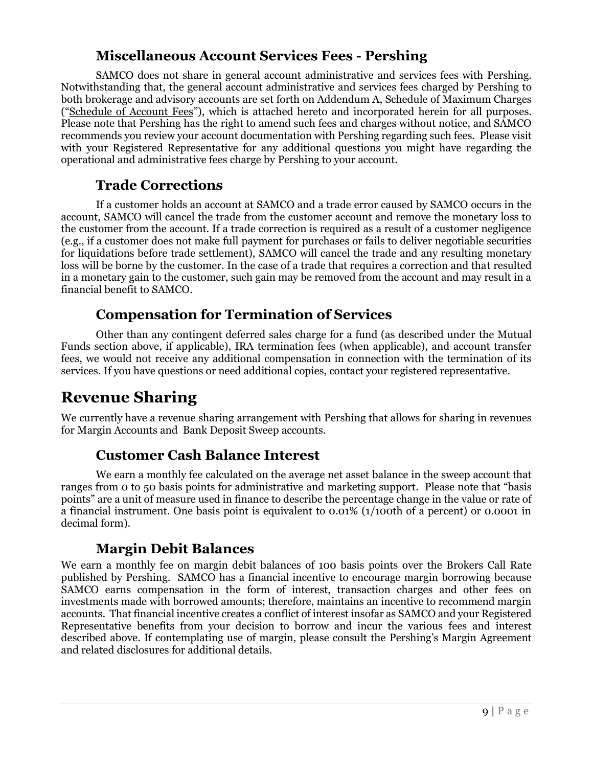### Miscellaneous Account Services Fees - Pershing

SAMCO does not share in general account administrative and services fees with Pershing. Notwithstanding that, the general account administrative and services fees charged by Pershing to both brokerage and advisory accounts are set forth on Addendum A, Schedule of Maximum Charges ("Schedule of Account Fees"), which is attached hereto and incorporated herein for all purposes. Please note that Pershing has the right to amend such fees and charges without notice, and SAMCO recommends you review your account documentation with Pershing regarding such fees. Please visit with your Registered Representative for any additional questions you might have regarding the operational and administrative fees charge by Pershing to your account.

### Trade Corrections

If a customer holds an account at SAMCO and a trade error caused by SAMCO occurs in the account, SAMCO will cancel the trade from the customer account and remove the monetary loss to the customer from the account. If a trade correction is required as a result of a customer negligence (e.g., if a customer does not make full payment for purchases or fails to deliver negotiable securities for liquidations before trade settlement), SAMCO will cancel the trade and any resulting monetary loss will be borne by the customer. In the case of a trade that requires a correction and that resulted in a monetary gain to the customer, such gain may be removed from the account and may result in a financial benefit to SAMCO.

### Compensation for Termination of Services

Other than any contingent deferred sales charge for a fund (as described under the Mutual Funds section above, if applicable), IRA termination fees (when applicable), and account transfer fees, we would not receive any additional compensation in connection with the termination of its services. If you have questions or need additional copies, contact your registered representative.

## Revenue Sharing

We currently have a revenue sharing arrangement with Pershing that allows for sharing in revenues for Margin Accounts and Bank Deposit Sweep accounts.

### Customer Cash Balance Interest

We earn a monthly fee calculated on the average net asset balance in the sweep account that ranges from 0 to 50 basis points for administrative and marketing support. Please note that "basis points" are a unit of measure used in finance to describe the percentage change in the value or rate of a financial instrument. One basis point is equivalent to 0.01% (1/100th of a percent) or 0.0001 in decimal form).

### Margin Debit Balances

We earn a monthly fee on margin debit balances of 100 basis points over the Brokers Call Rate published by Pershing. SAMCO has a financial incentive to encourage margin borrowing because SAMCO earns compensation in the form of interest, transaction charges and other fees on investments made with borrowed amounts; therefore, maintains an incentive to recommend margin accounts. That financial incentive creates a conflict of interest insofar as SAMCO and your Registered Representative benefits from your decision to borrow and incur the various fees and interest described above. If contemplating use of margin, please consult the Pershing's Margin Agreement and related disclosures for additional details.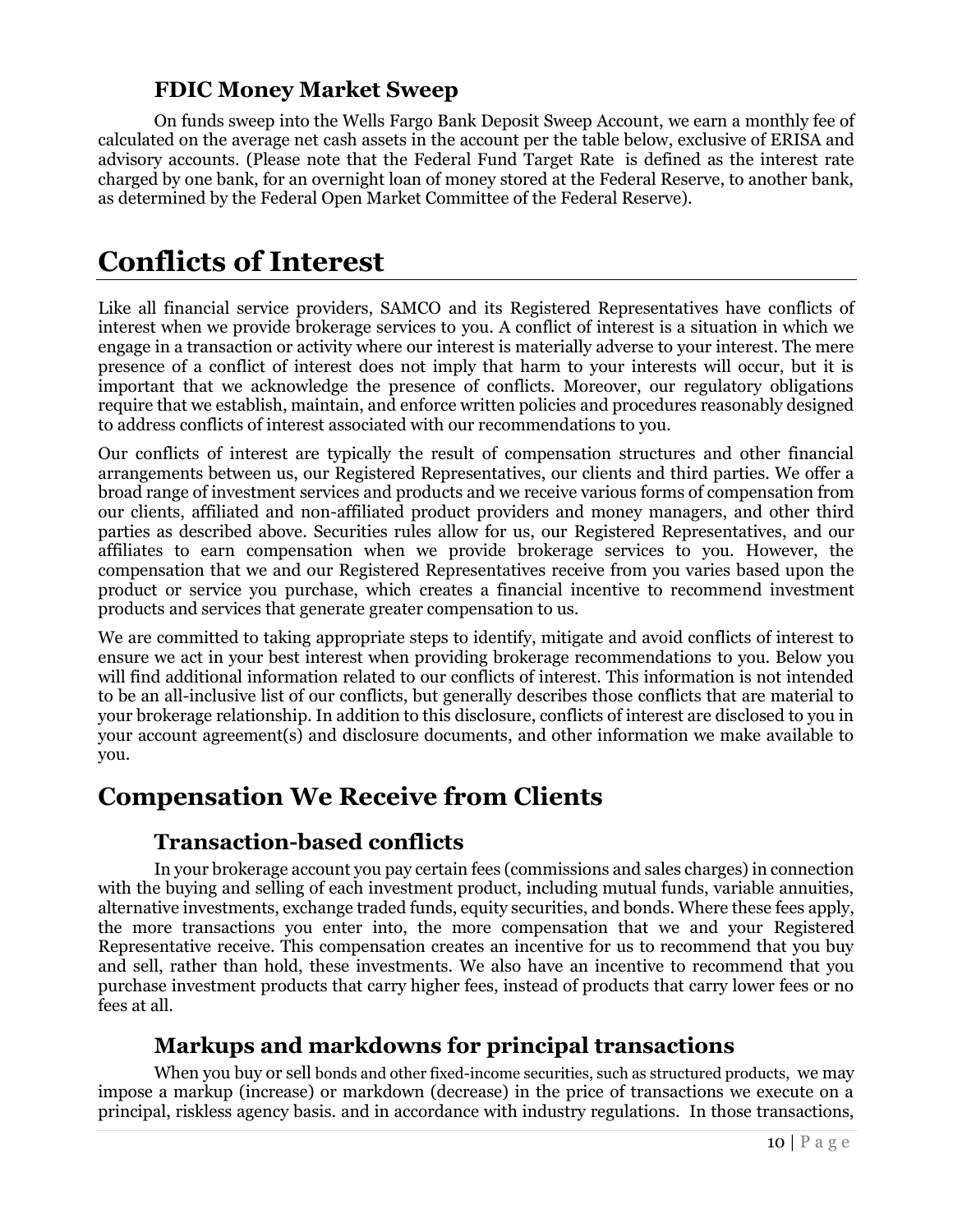### FDIC Money Market Sweep

On funds sweep into the Wells Fargo Bank Deposit Sweep Account, we earn a monthly fee of calculated on the average net cash assets in the account per the table below, exclusive of ERISA and advisory accounts. (Please note that the Federal Fund Target Rate is defined as the interest rate charged by one bank, for an overnight loan of money stored at the Federal Reserve, to another bank, as determined by the Federal Open Market Committee of the Federal Reserve).

# Conflicts of Interest

Like all financial service providers, SAMCO and its Registered Representatives have conflicts of interest when we provide brokerage services to you. A conflict of interest is a situation in which we engage in a transaction or activity where our interest is materially adverse to your interest. The mere presence of a conflict of interest does not imply that harm to your interests will occur, but it is important that we acknowledge the presence of conflicts. Moreover, our regulatory obligations require that we establish, maintain, and enforce written policies and procedures reasonably designed to address conflicts of interest associated with our recommendations to you.

Our conflicts of interest are typically the result of compensation structures and other financial arrangements between us, our Registered Representatives, our clients and third parties. We offer a broad range of investment services and products and we receive various forms of compensation from our clients, affiliated and non-affiliated product providers and money managers, and other third parties as described above. Securities rules allow for us, our Registered Representatives, and our affiliates to earn compensation when we provide brokerage services to you. However, the compensation that we and our Registered Representatives receive from you varies based upon the product or service you purchase, which creates a financial incentive to recommend investment products and services that generate greater compensation to us.

We are committed to taking appropriate steps to identify, mitigate and avoid conflicts of interest to ensure we act in your best interest when providing brokerage recommendations to you. Below you will find additional information related to our conflicts of interest. This information is not intended to be an all-inclusive list of our conflicts, but generally describes those conflicts that are material to your brokerage relationship. In addition to this disclosure, conflicts of interest are disclosed to you in your account agreement(s) and disclosure documents, and other information we make available to you.

## Compensation We Receive from Clients

### Transaction-based conflicts

In your brokerage account you pay certain fees (commissions and sales charges) in connection with the buying and selling of each investment product, including mutual funds, variable annuities, alternative investments, exchange traded funds, equity securities, and bonds. Where these fees apply, the more transactions you enter into, the more compensation that we and your Registered Representative receive. This compensation creates an incentive for us to recommend that you buy and sell, rather than hold, these investments. We also have an incentive to recommend that you purchase investment products that carry higher fees, instead of products that carry lower fees or no fees at all.

### Markups and markdowns for principal transactions

When you buy or sell bonds and other fixed-income securities, such as structured products, we may impose a markup (increase) or markdown (decrease) in the price of transactions we execute on a principal, riskless agency basis. and in accordance with industry regulations. In those transactions,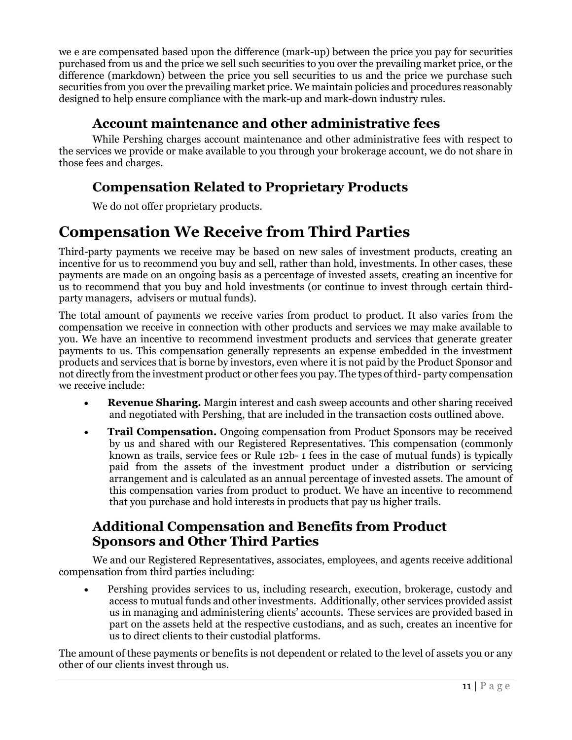we e are compensated based upon the difference (mark-up) between the price you pay for securities purchased from us and the price we sell such securities to you over the prevailing market price, or the difference (markdown) between the price you sell securities to us and the price we purchase such securities from you over the prevailing market price. We maintain policies and procedures reasonably designed to help ensure compliance with the mark-up and mark-down industry rules.

### Account maintenance and other administrative fees

While Pershing charges account maintenance and other administrative fees with respect to the services we provide or make available to you through your brokerage account, we do not share in those fees and charges.

### Compensation Related to Proprietary Products

We do not offer proprietary products.

## Compensation We Receive from Third Parties

Third-party payments we receive may be based on new sales of investment products, creating an incentive for us to recommend you buy and sell, rather than hold, investments. In other cases, these payments are made on an ongoing basis as a percentage of invested assets, creating an incentive for us to recommend that you buy and hold investments (or continue to invest through certain third-party managers, advisers or mutual funds).

The total amount of payments we receive varies from product to product. It also varies from the compensation we receive in connection with other products and services we may make available to you. We have an incentive to recommend investment products and services that generate greater payments to us. This compensation generally represents an expense embedded in the investment products and services that is borne by investors, even where it is not paid by the Product Sponsor and not directly from the investment product or other fees you pay. The types of third- party compensation we receive include:

- **Revenue Sharing.** Margin interest and cash sweep accounts and other sharing received and negotiated with Pershing, that are included in the transaction costs outlined above.
- **Trail Compensation.** Ongoing compensation from Product Sponsors may be received by us and shared with our Registered Representatives. This compensation (commonly known as trails, service fees or Rule 12b- 1 fees in the case of mutual funds) is typically paid from the assets of the investment product under a distribution or servicing arrangement and is calculated as an annual percentage of invested assets. The amount of this compensation varies from product to product. We have an incentive to recommend that you purchase and hold interests in products that pay us higher trails.

### Additional Compensation and Benefits from Product Sponsors and Other Third Parties

We and our Registered Representatives, associates, employees, and agents receive additional compensation from third parties including:

- Pershing provides services to us, including research, execution, brokerage, custody and access to mutual funds and other investments. Additionally, other services provided assist us in managing and administering clients' accounts. These services are provided based in part on the assets held at the respective custodians, and as such, creates an incentive for us to direct clients to their custodial platforms.

The amount of these payments or benefits is not dependent or related to the level of assets you or any other of our clients invest through us.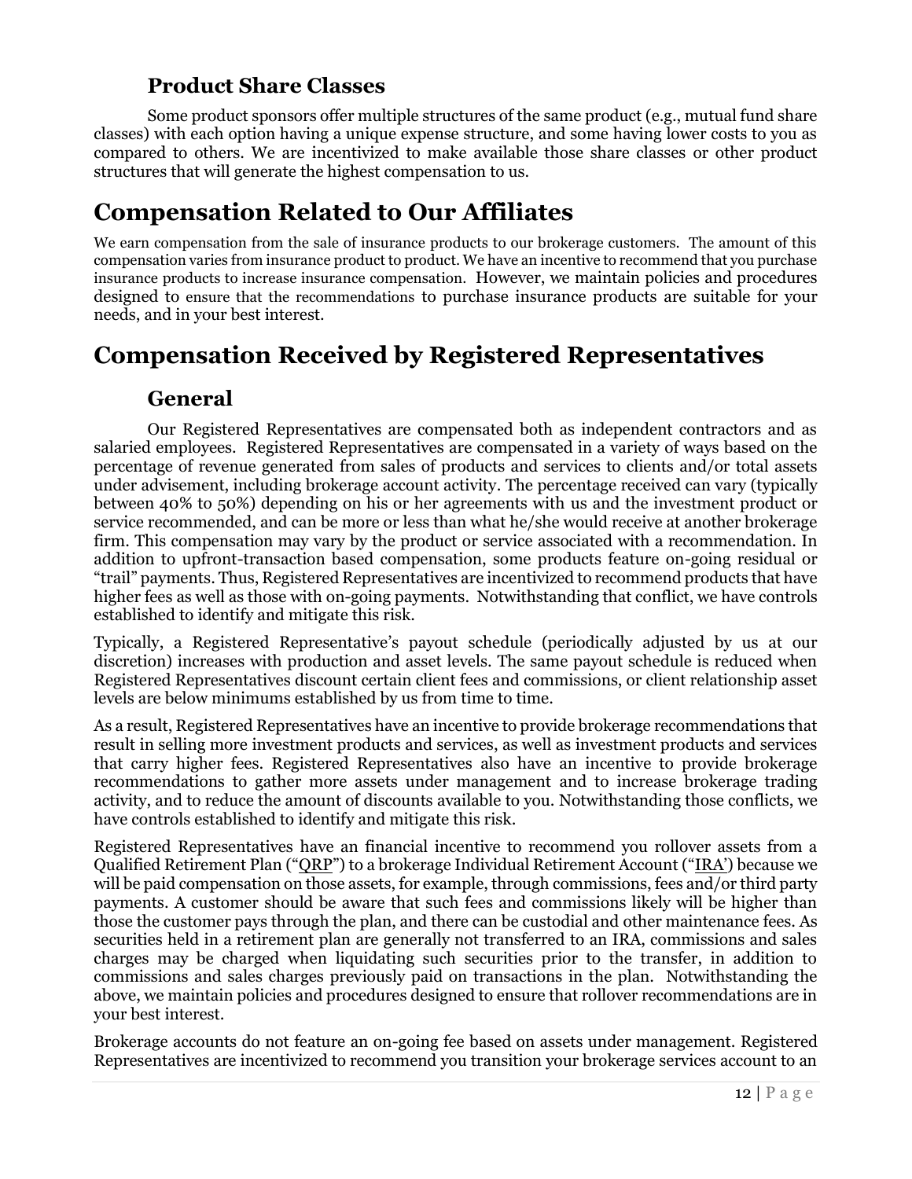### Product Share Classes

Some product sponsors offer multiple structures of the same product (e.g., mutual fund share classes) with each option having a unique expense structure, and some having lower costs to you as compared to others. We are incentivized to make available those share classes or other product structures that will generate the highest compensation to us.

## Compensation Related to Our Affiliates

We earn compensation from the sale of insurance products to our brokerage customers. The amount of this compensation varies from insurance product to product. We have an incentive to recommend that you purchase insurance products to increase insurance compensation. However, we maintain policies and procedures designed to ensure that the recommendations to purchase insurance products are suitable for your needs, and in your best interest.

## Compensation Received by Registered Representatives

### General

Our Registered Representatives are compensated both as independent contractors and as salaried employees. Registered Representatives are compensated in a variety of ways based on the percentage of revenue generated from sales of products and services to clients and/or total assets under advisement, including brokerage account activity. The percentage received can vary (typically between 40% to 50%) depending on his or her agreements with us and the investment product or service recommended, and can be more or less than what he/she would receive at another brokerage firm. This compensation may vary by the product or service associated with a recommendation. In addition to upfront-transaction based compensation, some products feature on-going residual or "trail" payments. Thus, Registered Representatives are incentivized to recommend products that have higher fees as well as those with on-going payments. Notwithstanding that conflict, we have controls established to identify and mitigate this risk.

Typically, a Registered Representative's payout schedule (periodically adjusted by us at our discretion) increases with production and asset levels. The same payout schedule is reduced when Registered Representatives discount certain client fees and commissions, or client relationship asset levels are below minimums established by us from time to time.

As a result, Registered Representatives have an incentive to provide brokerage recommendations that result in selling more investment products and services, as well as investment products and services that carry higher fees. Registered Representatives also have an incentive to provide brokerage recommendations to gather more assets under management and to increase brokerage trading activity, and to reduce the amount of discounts available to you. Notwithstanding those conflicts, we have controls established to identify and mitigate this risk.

Registered Representatives have an financial incentive to recommend you rollover assets from a Qualified Retirement Plan ("QRP") to a brokerage Individual Retirement Account ("IRA') because we will be paid compensation on those assets, for example, through commissions, fees and/or third party payments. A customer should be aware that such fees and commissions likely will be higher than those the customer pays through the plan, and there can be custodial and other maintenance fees. As securities held in a retirement plan are generally not transferred to an IRA, commissions and sales charges may be charged when liquidating such securities prior to the transfer, in addition to commissions and sales charges previously paid on transactions in the plan. Notwithstanding the above, we maintain policies and procedures designed to ensure that rollover recommendations are in your best interest.

Brokerage accounts do not feature an on-going fee based on assets under management. Registered Representatives are incentivized to recommend you transition your brokerage services account to an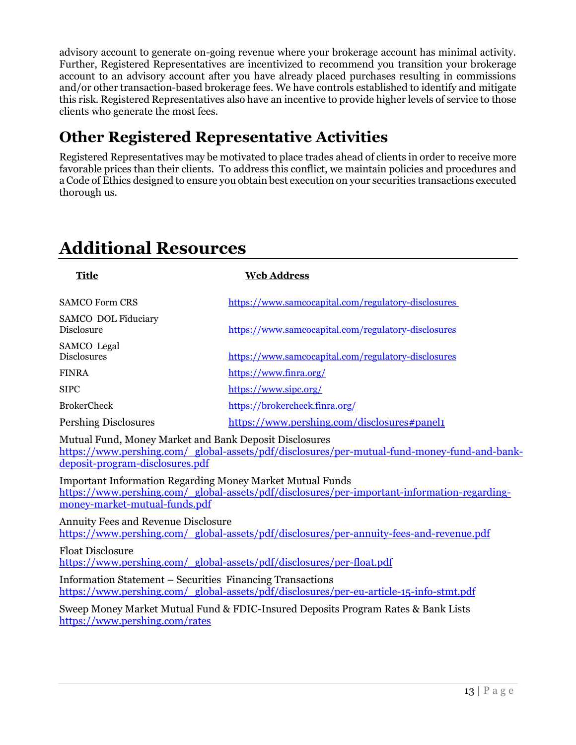advisory account to generate on-going revenue where your brokerage account has minimal activity. Further, Registered Representatives are incentivized to recommend you transition your brokerage account to an advisory account after you have already placed purchases resulting in commissions and/or other transaction-based brokerage fees. We have controls established to identify and mitigate this risk. Registered Representatives also have an incentive to provide higher levels of service to those clients who generate the most fees.

## Other Registered Representative Activities

Registered Representatives may be motivated to place trades ahead of clients in order to receive more favorable prices than their clients. To address this conflict, we maintain policies and procedures and a Code of Ethics designed to ensure you obtain best execution on your securities transactions executed thorough us.

# Additional Resources

| Title | Web Address |
| --- | --- |
| SAMCO Form CRS | https://www.samcocapital.com/regulatory-disclosures |
| SAMCO DOL Fiduciary Disclosure | https://www.samcocapital.com/regulatory-disclosures |
| SAMCO Legal Disclosures | https://www.samcocapital.com/regulatory-disclosures |
| FINRA | https://www.finra.org/ |
| SIPC | https://www.sipc.org/ |
| BrokerCheck | https://brokercheck.finra.org/ |
| Pershing Disclosures | https://www.pershing.com/disclosures#panel1 |

Mutual Fund, Money Market and Bank Deposit Disclosures
https://www.pershing.com/_global-assets/pdf/disclosures/per-mutual-fund-money-fund-and-bank-deposit-program-disclosures.pdf

Important Information Regarding Money Market Mutual Funds
https://www.pershing.com/_global-assets/pdf/disclosures/per-important-information-regarding-money-market-mutual-funds.pdf

Annuity Fees and Revenue Disclosure
https://www.pershing.com/_global-assets/pdf/disclosures/per-annuity-fees-and-revenue.pdf

Float Disclosure
https://www.pershing.com/_global-assets/pdf/disclosures/per-float.pdf

Information Statement – Securities Financing Transactions
https://www.pershing.com/_global-assets/pdf/disclosures/per-eu-article-15-info-stmt.pdf

Sweep Money Market Mutual Fund & FDIC-Insured Deposits Program Rates & Bank Lists
https://www.pershing.com/rates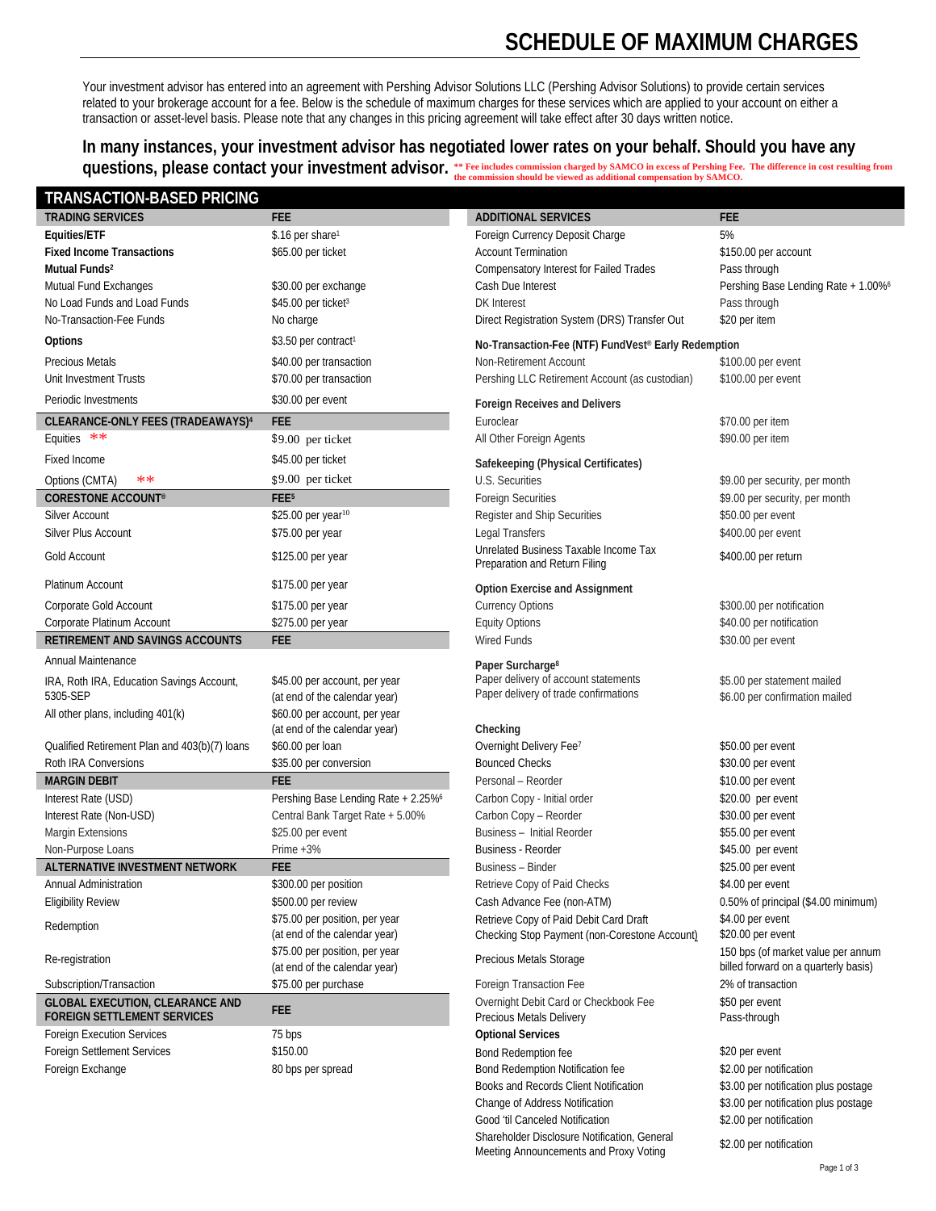# SCHEDULE OF MAXIMUM CHARGES

Your investment advisor has entered into an agreement with Pershing Advisor Solutions LLC (Pershing Advisor Solutions) to provide certain services related to your brokerage account for a fee. Below is the schedule of maximum charges for these services which are applied to your account on either a transaction or asset-level basis. Please note that any changes in this pricing agreement will take effect after 30 days written notice.

**In many instances, your investment advisor has negotiated lower rates on your behalf. Should you have any questions, please contact your investment advisor.** ** Fee includes commission charged by SAMCO in excess of Pershing Fee. The difference in cost resulting from the commission should be viewed as additional compensation by SAMCO.

## TRANSACTION-BASED PRICING

| TRADING SERVICES | FEE |
|---|---|
| **Equities/ETF** | $.16 per share[1] |
| **Fixed Income Transactions** | $65.00 per ticket |
| **Mutual Funds[2]** | |
| Mutual Fund Exchanges | $30.00 per exchange |
| No Load Funds and Load Funds | $45.00 per ticket[3] |
| No-Transaction-Fee Funds | No charge |
| **Options** | $3.50 per contract[1] |
| Precious Metals | $40.00 per transaction |
| Unit Investment Trusts | $70.00 per transaction |
| Periodic Investments | $30.00 per event |
| **CLEARANCE-ONLY FEES (TRADEAWAYS)[4]** | **FEE** |
| Equities ** | $9.00 per ticket |
| Fixed Income | $45.00 per ticket |
| Options (CMTA) ** | $9.00 per ticket |
| **CORESTONE ACCOUNT®** | **FEE[5]** |
| Silver Account | $25.00 per year[10] |
| Silver Plus Account | $75.00 per year |
| Gold Account | $125.00 per year |
| Platinum Account | $175.00 per year |
| Corporate Gold Account | $175.00 per year |
| Corporate Platinum Account | $275.00 per year |
| **RETIREMENT AND SAVINGS ACCOUNTS** | **FEE** |
| Annual Maintenance | |
| IRA, Roth IRA, Education Savings Account, 5305-SEP | $45.00 per account, per year (at end of the calendar year) |
| All other plans, including 401(k) | $60.00 per account, per year (at end of the calendar year) |
| Qualified Retirement Plan and 403(b)(7) loans | $60.00 per loan |
| Roth IRA Conversions | $35.00 per conversion |
| **MARGIN DEBIT** | **FEE** |
| Interest Rate (USD) | Pershing Base Lending Rate + 2.25%[6] |
| Interest Rate (Non-USD) | Central Bank Target Rate + 5.00% |
| Margin Extensions | $25.00 per event |
| Non-Purpose Loans | Prime +3% |
| **ALTERNATIVE INVESTMENT NETWORK** | **FEE** |
| Annual Administration | $300.00 per position |
| Eligibility Review | $500.00 per review |
| Redemption | $75.00 per position, per year (at end of the calendar year) |
| Re-registration | $75.00 per position, per year (at end of the calendar year) |
| Subscription/Transaction | $75.00 per purchase |
| **GLOBAL EXECUTION, CLEARANCE AND FOREIGN SETTLEMENT SERVICES** | **FEE** |
| Foreign Execution Services | 75 bps |
| Foreign Settlement Services | $150.00 |
| Foreign Exchange | 80 bps per spread |

| ADDITIONAL SERVICES | FEE |
|---|---|
| Foreign Currency Deposit Charge | 5% |
| Account Termination | $150.00 per account |
| Compensatory Interest for Failed Trades | Pass through |
| Cash Due Interest | Pershing Base Lending Rate + 1.00%[6] |
| DK Interest | Pass through |
| Direct Registration System (DRS) Transfer Out | $20 per item |
| **No-Transaction-Fee (NTF) FundVest® Early Redemption** | |
| Non-Retirement Account | $100.00 per event |
| Pershing LLC Retirement Account (as custodian) | $100.00 per event |
| **Foreign Receives and Delivers** | |
| Euroclear | $70.00 per item |
| All Other Foreign Agents | $90.00 per item |
| **Safekeeping (Physical Certificates)** | |
| U.S. Securities | $9.00 per security, per month |
| Foreign Securities | $9.00 per security, per month |
| Register and Ship Securities | $50.00 per event |
| Legal Transfers | $400.00 per event |
| Unrelated Business Taxable Income Tax Preparation and Return Filing | $400.00 per return |
| **Option Exercise and Assignment** | |
| Currency Options | $300.00 per notification |
| Equity Options | $40.00 per notification |
| Wired Funds | $30.00 per event |
| **Paper Surcharge[8]** | |
| Paper delivery of account statements | $5.00 per statement mailed |
| Paper delivery of trade confirmations | $6.00 per confirmation mailed |
| **Checking** | |
| Overnight Delivery Fee[7] | $50.00 per event |
| Bounced Checks | $30.00 per event |
| Personal – Reorder | $10.00 per event |
| Carbon Copy - Initial order | $20.00 per event |
| Carbon Copy – Reorder | $30.00 per event |
| Business – Initial Reorder | $55.00 per event |
| Business - Reorder | $45.00 per event |
| Business – Binder | $25.00 per event |
| Retrieve Copy of Paid Checks | $4.00 per event |
| Cash Advance Fee (non-ATM) | 0.50% of principal ($4.00 minimum) |
| Retrieve Copy of Paid Debit Card Draft | $4.00 per event |
| Checking Stop Payment (non-Corestone Account) | $20.00 per event |
| Precious Metals Storage | 150 bps (of market value per annum billed forward on a quarterly basis) |
| Foreign Transaction Fee | 2% of transaction |
| Overnight Debit Card or Checkbook Fee | $50 per event |
| Precious Metals Delivery | Pass-through |
| **Optional Services** | |
| Bond Redemption fee | $20 per event |
| Bond Redemption Notification fee | $2.00 per notification |
| Books and Records Client Notification | $3.00 per notification plus postage |
| Change of Address Notification | $3.00 per notification plus postage |
| Good 'til Canceled Notification | $2.00 per notification |
| Shareholder Disclosure Notification, General Meeting Announcements and Proxy Voting | $2.00 per notification |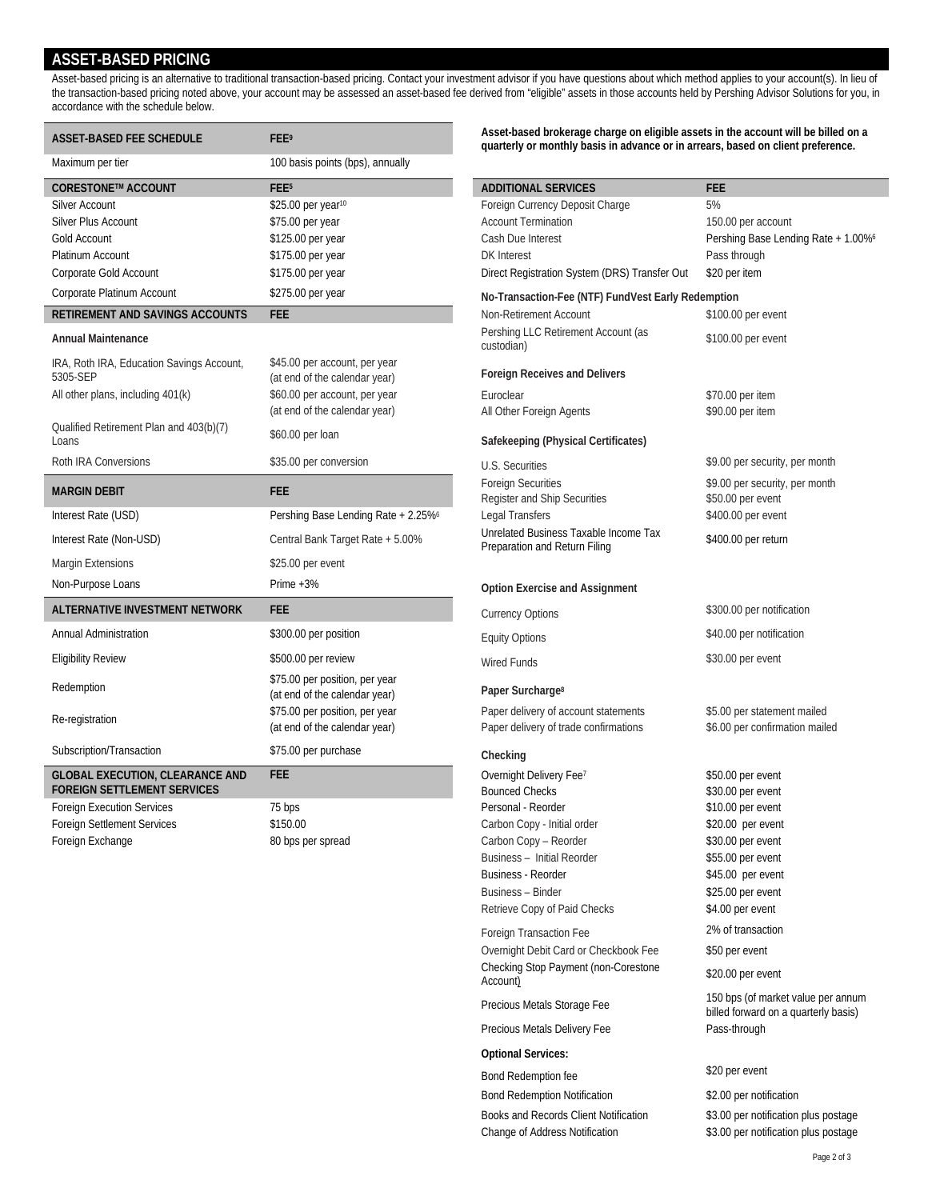## ASSET-BASED PRICING

Asset-based pricing is an alternative to traditional transaction-based pricing. Contact your investment advisor if you have questions about which method applies to your account(s). In lieu of the transaction-based pricing noted above, your account may be assessed an asset-based fee derived from "eligible" assets in those accounts held by Pershing Advisor Solutions for you, in accordance with the schedule below.

| ASSET-BASED FEE SCHEDULE | FEE[9] |
|---|---|
| Maximum per tier | 100 basis points (bps), annually |

| CORESTONE™ ACCOUNT | FEE[5] |
|---|---|
| Silver Account | $25.00 per year[10] |
| Silver Plus Account | $75.00 per year |
| Gold Account | $125.00 per year |
| Platinum Account | $175.00 per year |
| Corporate Gold Account | $175.00 per year |
| Corporate Platinum Account | $275.00 per year |

| RETIREMENT AND SAVINGS ACCOUNTS | FEE |
|---|---|
| **Annual Maintenance** | |
| IRA, Roth IRA, Education Savings Account, 5305-SEP | $45.00 per account, per year (at end of the calendar year) |
| All other plans, including 401(k) | $60.00 per account, per year (at end of the calendar year) |
| Qualified Retirement Plan and 403(b)(7) Loans | $60.00 per loan |
| Roth IRA Conversions | $35.00 per conversion |

| MARGIN DEBIT | FEE |
|---|---|
| Interest Rate (USD) | Pershing Base Lending Rate + 2.25%[6] |
| Interest Rate (Non-USD) | Central Bank Target Rate + 5.00% |
| Margin Extensions | $25.00 per event |
| Non-Purpose Loans | Prime +3% |

| ALTERNATIVE INVESTMENT NETWORK | FEE |
|---|---|
| Annual Administration | $300.00 per position |
| Eligibility Review | $500.00 per review |
| Redemption | $75.00 per position, per year (at end of the calendar year) |
| Re-registration | $75.00 per position, per year (at end of the calendar year) |
| Subscription/Transaction | $75.00 per purchase |

| GLOBAL EXECUTION, CLEARANCE AND FOREIGN SETTLEMENT SERVICES | FEE |
|---|---|
| Foreign Execution Services | 75 bps |
| Foreign Settlement Services | $150.00 |
| Foreign Exchange | 80 bps per spread |

**Asset-based brokerage charge on eligible assets in the account will be billed on a quarterly or monthly basis in advance or in arrears, based on client preference.**

| ADDITIONAL SERVICES | FEE |
|---|---|
| Foreign Currency Deposit Charge | 5% |
| Account Termination | 150.00 per account |
| Cash Due Interest | Pershing Base Lending Rate + 1.00%[6] |
| DK Interest | Pass through |
| Direct Registration System (DRS) Transfer Out | $20 per item |
| **No-Transaction-Fee (NTF) FundVest Early Redemption** | |
| Non-Retirement Account | $100.00 per event |
| Pershing LLC Retirement Account (as custodian) | $100.00 per event |
| **Foreign Receives and Delivers** | |
| Euroclear | $70.00 per item |
| All Other Foreign Agents | $90.00 per item |
| **Safekeeping (Physical Certificates)** | |
| U.S. Securities | $9.00 per security, per month |
| Foreign Securities | $9.00 per security, per month |
| Register and Ship Securities | $50.00 per event |
| Legal Transfers | $400.00 per event |
| Unrelated Business Taxable Income Tax Preparation and Return Filing | $400.00 per return |
| **Option Exercise and Assignment** | |
| Currency Options | $300.00 per notification |
| Equity Options | $40.00 per notification |
| Wired Funds | $30.00 per event |
| **Paper Surcharge[8]** | |
| Paper delivery of account statements | $5.00 per statement mailed |
| Paper delivery of trade confirmations | $6.00 per confirmation mailed |
| **Checking** | |
| Overnight Delivery Fee[7] | $50.00 per event |
| Bounced Checks | $30.00 per event |
| Personal - Reorder | $10.00 per event |
| Carbon Copy - Initial order | $20.00 per event |
| Carbon Copy – Reorder | $30.00 per event |
| Business – Initial Reorder | $55.00 per event |
| Business - Reorder | $45.00 per event |
| Business – Binder | $25.00 per event |
| Retrieve Copy of Paid Checks | $4.00 per event |
| Foreign Transaction Fee | 2% of transaction |
| Overnight Debit Card or Checkbook Fee | $50 per event |
| Checking Stop Payment (non-Corestone Account) | $20.00 per event |
| Precious Metals Storage Fee | 150 bps (of market value per annum billed forward on a quarterly basis) |
| Precious Metals Delivery Fee | Pass-through |
| **Optional Services:** | |
| Bond Redemption fee | $20 per event |
| Bond Redemption Notification | $2.00 per notification |
| Books and Records Client Notification | $3.00 per notification plus postage |
| Change of Address Notification | $3.00 per notification plus postage |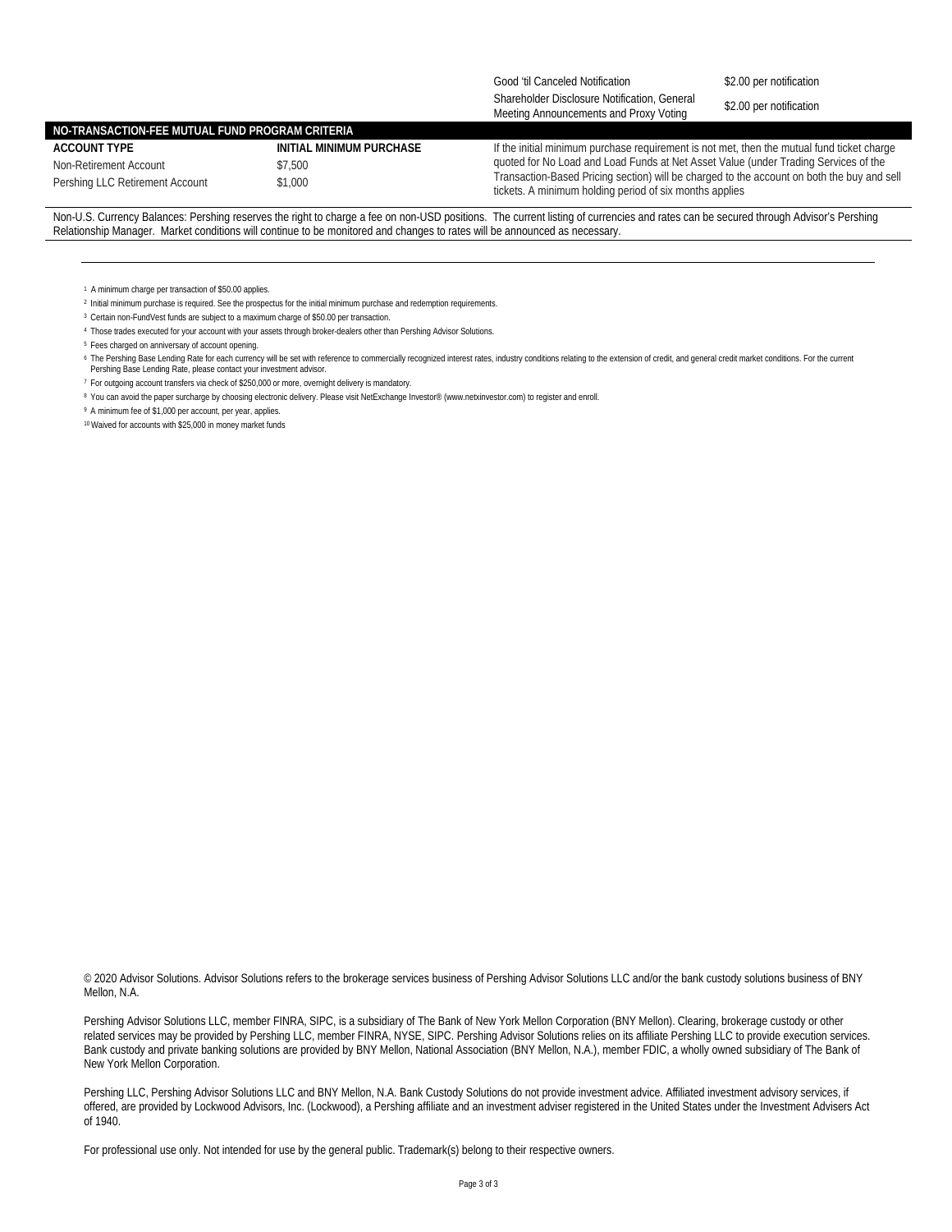| | |
|---|---|
| Good 'til Canceled Notification | $2.00 per notification |
| Shareholder Disclosure Notification, General Meeting Announcements and Proxy Voting | $2.00 per notification |

**NO-TRANSACTION-FEE MUTUAL FUND PROGRAM CRITERIA**

| ACCOUNT TYPE | INITIAL MINIMUM PURCHASE |
|---|---|
| Non-Retirement Account | $7,500 |
| Pershing LLC Retirement Account | $1,000 |

If the initial minimum purchase requirement is not met, then the mutual fund ticket charge quoted for No Load and Load Funds at Net Asset Value (under Trading Services of the Transaction-Based Pricing section) will be charged to the account on both the buy and sell tickets. A minimum holding period of six months applies

Non-U.S. Currency Balances: Pershing reserves the right to charge a fee on non-USD positions. The current listing of currencies and rates can be secured through Advisor's Pershing Relationship Manager. Market conditions will continue to be monitored and changes to rates will be announced as necessary.

---

[1] A minimum charge per transaction of $50.00 applies.

[2] Initial minimum purchase is required. See the prospectus for the initial minimum purchase and redemption requirements.

[3] Certain non-FundVest funds are subject to a maximum charge of $50.00 per transaction.

[4] Those trades executed for your account with your assets through broker-dealers other than Pershing Advisor Solutions.

[5] Fees charged on anniversary of account opening.

[6] The Pershing Base Lending Rate for each currency will be set with reference to commercially recognized interest rates, industry conditions relating to the extension of credit, and general credit market conditions. For the current Pershing Base Lending Rate, please contact your investment advisor.

[7] For outgoing account transfers via check of $250,000 or more, overnight delivery is mandatory.

[8] You can avoid the paper surcharge by choosing electronic delivery. Please visit NetExchange Investor® (www.netxinvestor.com) to register and enroll.

[9] A minimum fee of $1,000 per account, per year, applies.

[10] Waived for accounts with $25,000 in money market funds

© 2020 Advisor Solutions. Advisor Solutions refers to the brokerage services business of Pershing Advisor Solutions LLC and/or the bank custody solutions business of BNY Mellon, N.A.

Pershing Advisor Solutions LLC, member FINRA, SIPC, is a subsidiary of The Bank of New York Mellon Corporation (BNY Mellon). Clearing, brokerage custody or other related services may be provided by Pershing LLC, member FINRA, NYSE, SIPC. Pershing Advisor Solutions relies on its affiliate Pershing LLC to provide execution services. Bank custody and private banking solutions are provided by BNY Mellon, National Association (BNY Mellon, N.A.), member FDIC, a wholly owned subsidiary of The Bank of New York Mellon Corporation.

Pershing LLC, Pershing Advisor Solutions LLC and BNY Mellon, N.A. Bank Custody Solutions do not provide investment advice. Affiliated investment advisory services, if offered, are provided by Lockwood Advisors, Inc. (Lockwood), a Pershing affiliate and an investment adviser registered in the United States under the Investment Advisers Act of 1940.

For professional use only. Not intended for use by the general public. Trademark(s) belong to their respective owners.